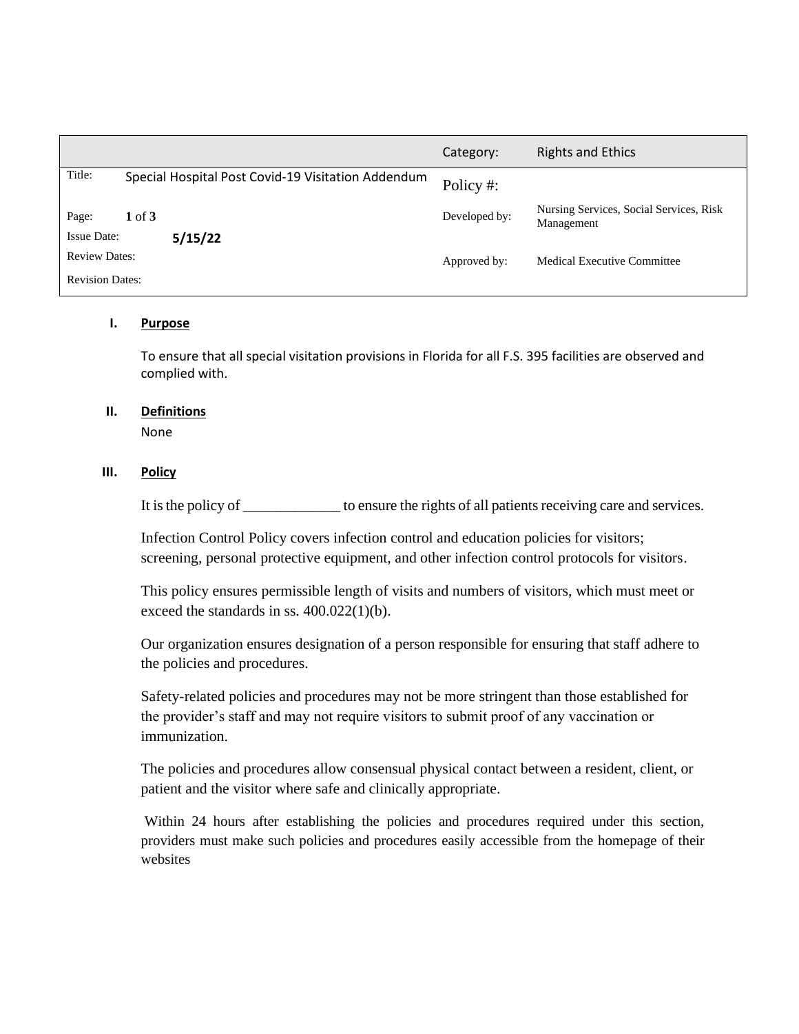| | | Category: | Rights and Ethics |
|---|---|---|---|
| Title: | Special Hospital Post Covid-19 Visitation Addendum | Policy #: | |
| Page: | **1** of **3** | Developed by: | Nursing Services, Social Services, Risk Management |
| Issue Date: | **5/15/22** | | |
| Review Dates: | | Approved by: | Medical Executive Committee |
| Revision Dates: | | | |

## I. Purpose

To ensure that all special visitation provisions in Florida for all F.S. 395 facilities are observed and complied with.

## II. Definitions

None

## III. Policy

It is the policy of _____________ to ensure the rights of all patients receiving care and services.

Infection Control Policy covers infection control and education policies for visitors; screening, personal protective equipment, and other infection control protocols for visitors.

This policy ensures permissible length of visits and numbers of visitors, which must meet or exceed the standards in ss. 400.022(1)(b).

Our organization ensures designation of a person responsible for ensuring that staff adhere to the policies and procedures.

Safety-related policies and procedures may not be more stringent than those established for the provider's staff and may not require visitors to submit proof of any vaccination or immunization.

The policies and procedures allow consensual physical contact between a resident, client, or patient and the visitor where safe and clinically appropriate.

Within 24 hours after establishing the policies and procedures required under this section, providers must make such policies and procedures easily accessible from the homepage of their websites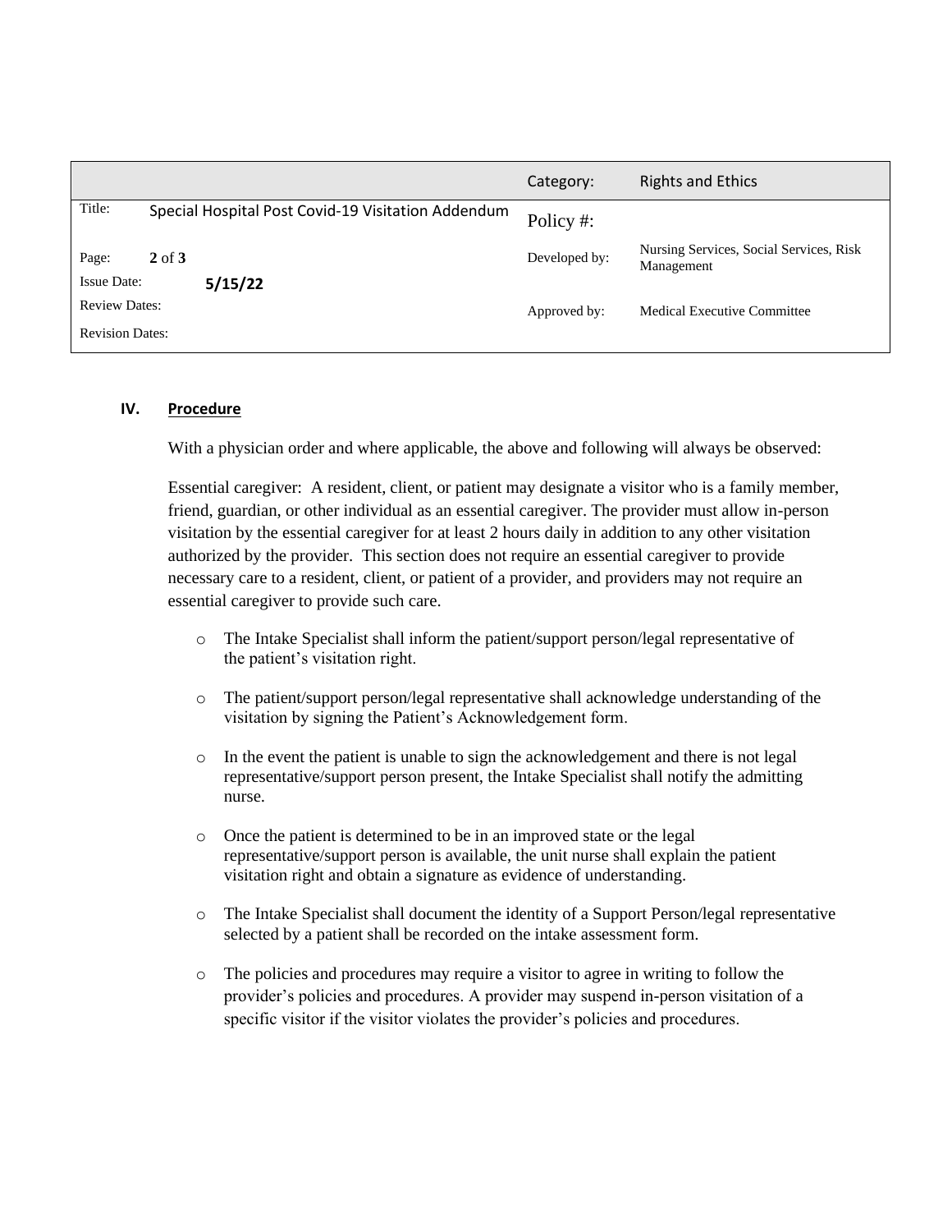## IV. Procedure

With a physician order and where applicable, the above and following will always be observed:

Essential caregiver: A resident, client, or patient may designate a visitor who is a family member, friend, guardian, or other individual as an essential caregiver. The provider must allow in-person visitation by the essential caregiver for at least 2 hours daily in addition to any other visitation authorized by the provider. This section does not require an essential caregiver to provide necessary care to a resident, client, or patient of a provider, and providers may not require an essential caregiver to provide such care.

- The Intake Specialist shall inform the patient/support person/legal representative of the patient's visitation right.
- The patient/support person/legal representative shall acknowledge understanding of the visitation by signing the Patient's Acknowledgement form.
- In the event the patient is unable to sign the acknowledgement and there is not legal representative/support person present, the Intake Specialist shall notify the admitting nurse.
- Once the patient is determined to be in an improved state or the legal representative/support person is available, the unit nurse shall explain the patient visitation right and obtain a signature as evidence of understanding.
- The Intake Specialist shall document the identity of a Support Person/legal representative selected by a patient shall be recorded on the intake assessment form.
- The policies and procedures may require a visitor to agree in writing to follow the provider's policies and procedures. A provider may suspend in-person visitation of a specific visitor if the visitor violates the provider's policies and procedures.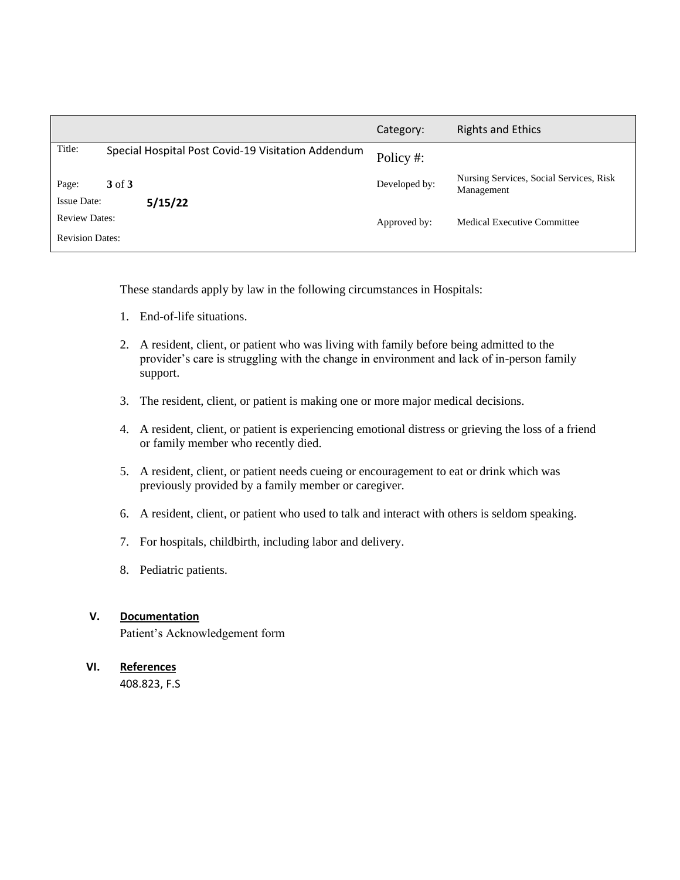These standards apply by law in the following circumstances in Hospitals:

1. End-of-life situations.
2. A resident, client, or patient who was living with family before being admitted to the provider's care is struggling with the change in environment and lack of in-person family support.
3. The resident, client, or patient is making one or more major medical decisions.
4. A resident, client, or patient is experiencing emotional distress or grieving the loss of a friend or family member who recently died.
5. A resident, client, or patient needs cueing or encouragement to eat or drink which was previously provided by a family member or caregiver.
6. A resident, client, or patient who used to talk and interact with others is seldom speaking.
7. For hospitals, childbirth, including labor and delivery.
8. Pediatric patients.

## V. Documentation

Patient's Acknowledgement form

## VI. References

408.823, F.S